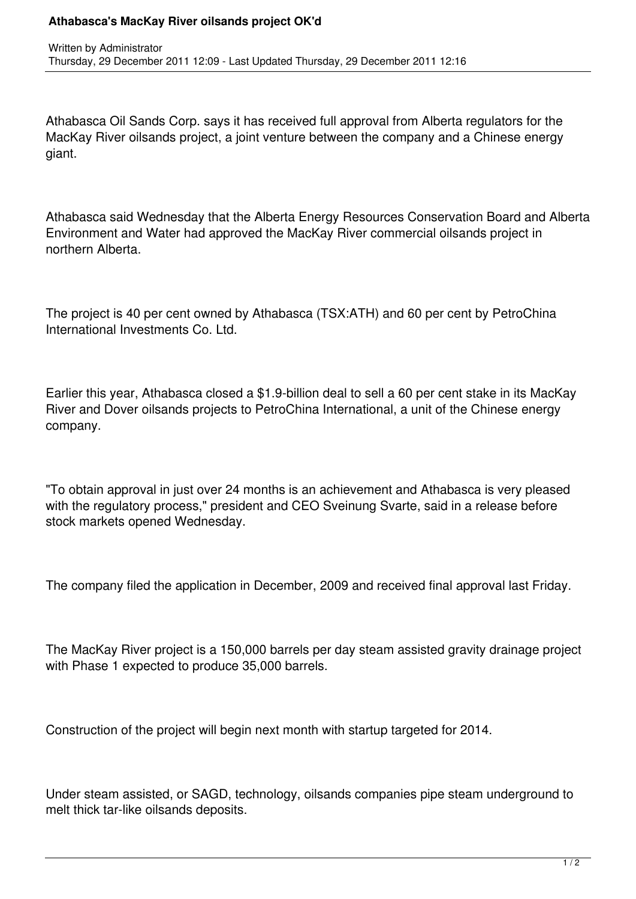# Athabasca's MacKay River oilsands project OK'd

Written by Administrator
Thursday, 29 December 2011 12:09 - Last Updated Thursday, 29 December 2011 12:16

Athabasca Oil Sands Corp. says it has received full approval from Alberta regulators for the MacKay River oilsands project, a joint venture between the company and a Chinese energy giant.

Athabasca said Wednesday that the Alberta Energy Resources Conservation Board and Alberta Environment and Water had approved the MacKay River commercial oilsands project in northern Alberta.

The project is 40 per cent owned by Athabasca (TSX:ATH) and 60 per cent by PetroChina International Investments Co. Ltd.

Earlier this year, Athabasca closed a $1.9-billion deal to sell a 60 per cent stake in its MacKay River and Dover oilsands projects to PetroChina International, a unit of the Chinese energy company.

"To obtain approval in just over 24 months is an achievement and Athabasca is very pleased with the regulatory process," president and CEO Sveinung Svarte, said in a release before stock markets opened Wednesday.

The company filed the application in December, 2009 and received final approval last Friday.

The MacKay River project is a 150,000 barrels per day steam assisted gravity drainage project with Phase 1 expected to produce 35,000 barrels.

Construction of the project will begin next month with startup targeted for 2014.

Under steam assisted, or SAGD, technology, oilsands companies pipe steam underground to melt thick tar-like oilsands deposits.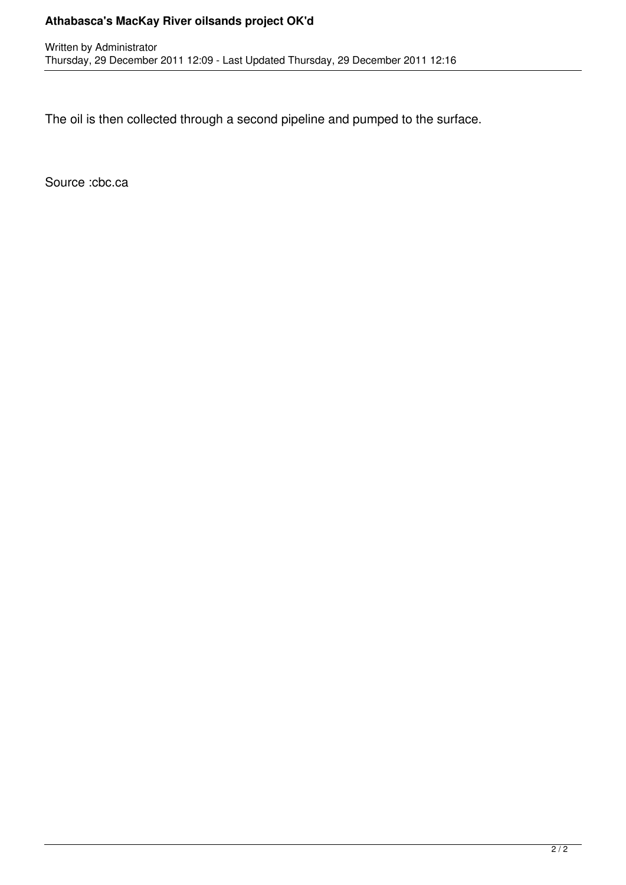The oil is then collected through a second pipeline and pumped to the surface.

Source :cbc.ca